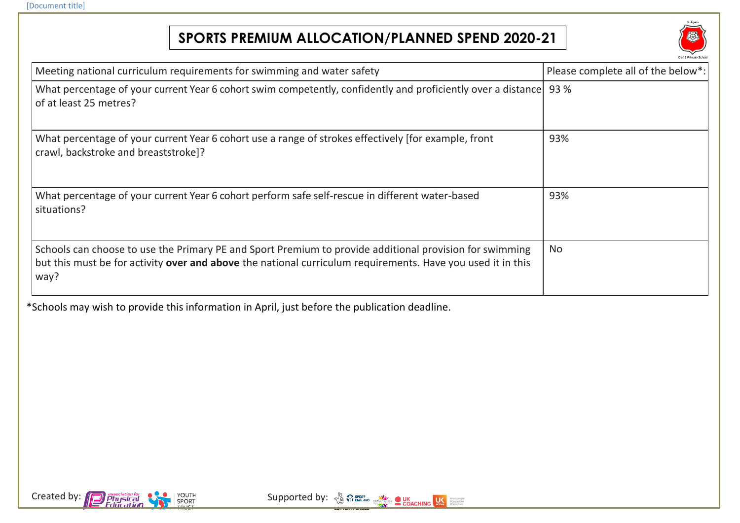# SPORTS PREMIUM ALLOCATION/PLANNED SPEND 2020-21

| Meeting national curriculum requirements for swimming and water safety | Please complete all of the below*: |
| --- | --- |
| What percentage of your current Year 6 cohort swim competently, confidently and proficiently over a distance of at least 25 metres? | 93 % |
| What percentage of your current Year 6 cohort use a range of strokes effectively [for example, front crawl, backstroke and breaststroke]? | 93% |
| What percentage of your current Year 6 cohort perform safe self-rescue in different water-based situations? | 93% |
| Schools can choose to use the Primary PE and Sport Premium to provide additional provision for swimming but this must be for activity **over and above** the national curriculum requirements. Have you used it in this way? | No |

*Schools may wish to provide this information in April, just before the publication deadline.

Created by: association for Physical Education, Youth Sport Trust

Supported by: Sport England, UK Coaching, UK Active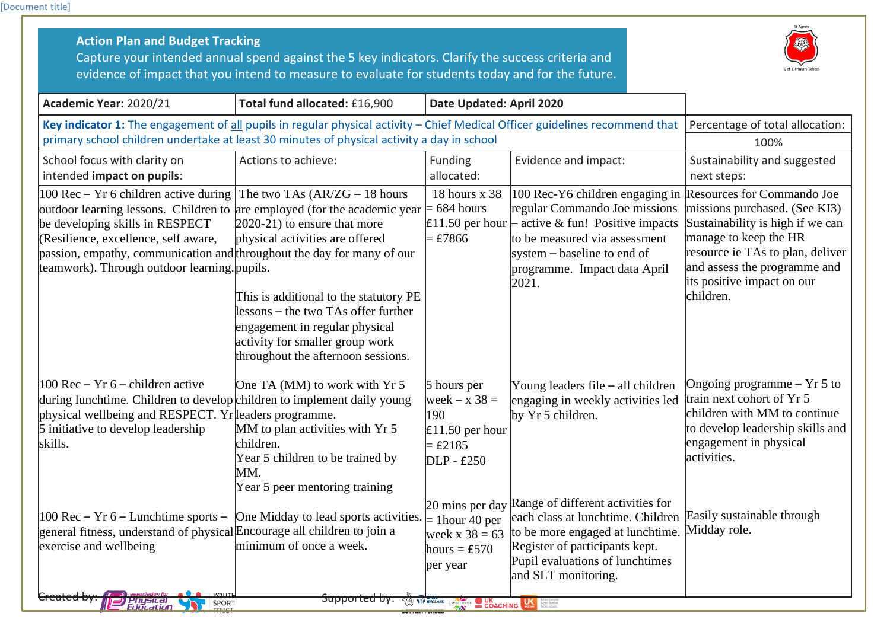## Action Plan and Budget Tracking

Capture your intended annual spend against the 5 key indicators. Clarify the success criteria and evidence of impact that you intend to measure to evaluate for students today and for the future.

| Academic Year: 2020/21 | Total fund allocated: £16,900 | Date Updated: April 2020 | | |
|---|---|---|---|---|
| **Key indicator 1:** The engagement of all pupils in regular physical activity – Chief Medical Officer guidelines recommend that primary school children undertake at least 30 minutes of physical activity a day in school | | | | Percentage of total allocation: 100% |
| School focus with clarity on intended **impact on pupils**: | Actions to achieve: | Funding allocated: | Evidence and impact: | Sustainability and suggested next steps: |
| 100 Rec – Yr 6 children active during outdoor learning lessons. Children to be developing skills in RESPECT (Resilience, excellence, self aware, passion, empathy, communication and teamwork). Through outdoor learning. | The two TAs (AR/ZG – 18 hours are employed (for the academic year 2020-21) to ensure that more physical activities are offered throughout the day for many of our pupils.<br><br>This is additional to the statutory PE lessons – the two TAs offer further engagement in regular physical activity for smaller group work throughout the afternoon sessions. | 18 hours x 38 = 684 hours £11.50 per hour = £7866 | 100 Rec-Y6 children engaging in regular Commando Joe missions – active & fun! Positive impacts to be measured via assessment system – baseline to end of programme. Impact data April 2021. | Resources for Commando Joe missions purchased. (See KI3) Sustainability is high if we can manage to keep the HR resource ie TAs to plan, deliver and assess the programme and its positive impact on our children. |
| 100 Rec – Yr 6 – children active during lunchtime. Children to develop physical wellbeing and RESPECT. Yr 5 initiative to develop leadership skills. | One TA (MM) to work with Yr 5 children to implement daily young leaders programme.<br>MM to plan activities with Yr 5 children.<br>Year 5 children to be trained by MM.<br>Year 5 peer mentoring training | 5 hours per week – x 38 = 190 £11.50 per hour = £2185<br>DLP - £250 | Young leaders file – all children engaging in weekly activities led by Yr 5 children. | Ongoing programme – Yr 5 to train next cohort of Yr 5 children with MM to continue to develop leadership skills and engagement in physical activities. |
| 100 Rec – Yr 6 – Lunchtime sports – general fitness, understand of physical exercise and wellbeing | One Midday to lead sports activities. Encourage all children to join a minimum of once a week. | 20 mins per day = 1hour 40 per week x 38 = 63 hours = £570 per year | Range of different activities for each class at lunchtime. Children to be more engaged at lunchtime. Register of participants kept. Pupil evaluations of lunchtimes and SLT monitoring. | Easily sustainable through Midday role. |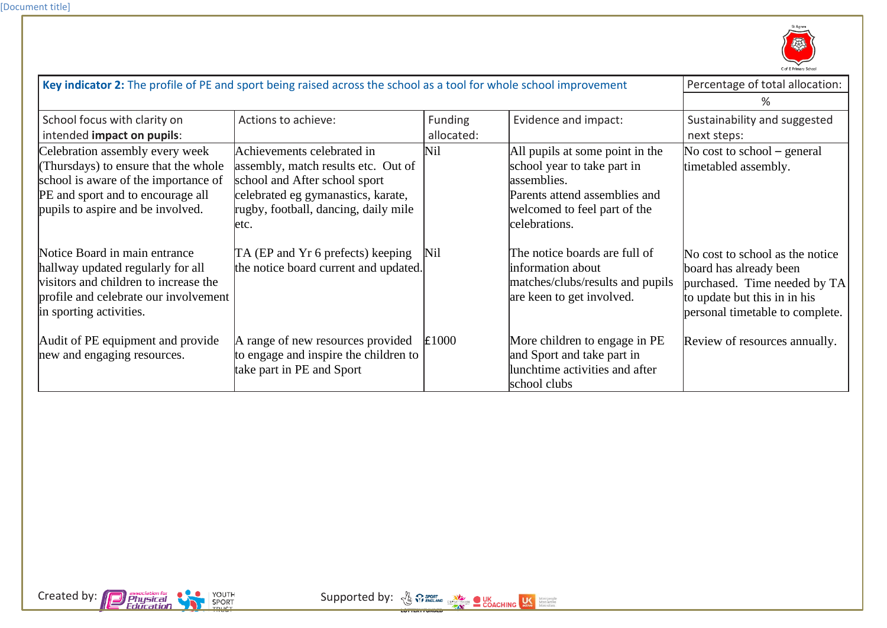| **Key indicator 2:** The profile of PE and sport being raised across the school as a tool for whole school improvement | | | | Percentage of total allocation: |
|---|---|---|---|---|
| | | | | % |
| School focus with clarity on intended **impact on pupils**: | Actions to achieve: | Funding allocated: | Evidence and impact: | Sustainability and suggested next steps: |
| Celebration assembly every week (Thursdays) to ensure that the whole school is aware of the importance of PE and sport and to encourage all pupils to aspire and be involved. | Achievements celebrated in assembly, match results etc. Out of school and After school sport celebrated eg gymanastics, karate, rugby, football, dancing, daily mile etc. | Nil | All pupils at some point in the school year to take part in assemblies.<br>Parents attend assemblies and welcomed to feel part of the celebrations. | No cost to school – general timetabled assembly. |
| Notice Board in main entrance hallway updated regularly for all visitors and children to increase the profile and celebrate our involvement in sporting activities. | TA (EP and Yr 6 prefects) keeping the notice board current and updated. | Nil | The notice boards are full of information about matches/clubs/results and pupils are keen to get involved. | No cost to school as the notice board has already been purchased. Time needed by TA to update but this in in his personal timetable to complete. |
| Audit of PE equipment and provide new and engaging resources. | A range of new resources provided to engage and inspire the children to take part in PE and Sport | £1000 | More children to engage in PE and Sport and take part in lunchtime activities and after school clubs | Review of resources annually. |

Created by: Association for Physical Education, Youth Sport Trust

Supported by: Sport England, CSPN, UK Coaching, UK Active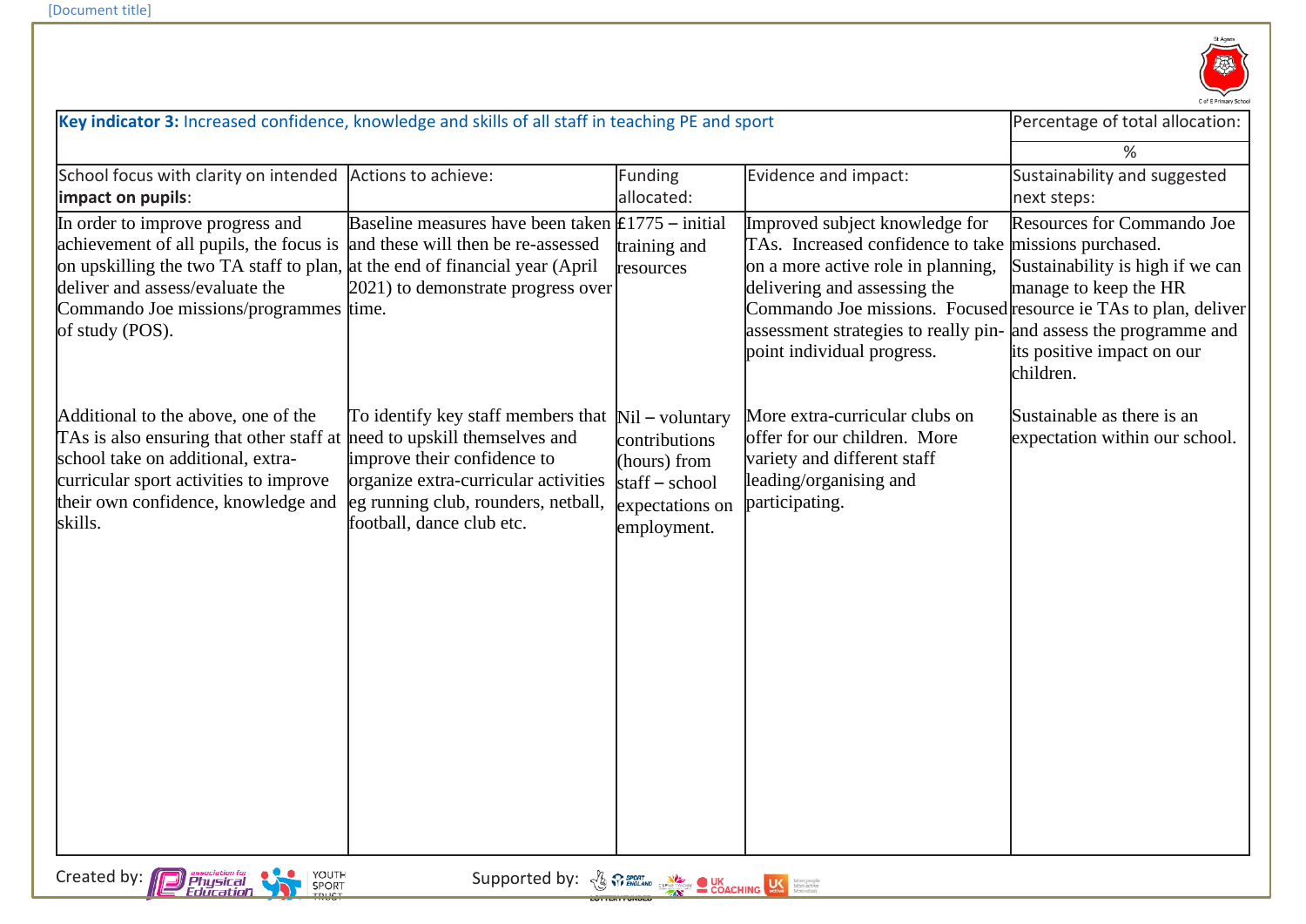| **Key indicator 3:** Increased confidence, knowledge and skills of all staff in teaching PE and sport | | | | Percentage of total allocation: |
|---|---|---|---|---|
| | | | | % |
| School focus with clarity on intended **impact on pupils**: | Actions to achieve: | Funding allocated: | Evidence and impact: | Sustainability and suggested next steps: |
| In order to improve progress and achievement of all pupils, the focus is on upskilling the two TA staff to plan, deliver and assess/evaluate the Commando Joe missions/programmes of study (POS). | Baseline measures have been taken and these will then be re-assessed at the end of financial year (April 2021) to demonstrate progress over time. | £1775 – initial training and resources | Improved subject knowledge for TAs. Increased confidence to take on a more active role in planning, delivering and assessing the Commando Joe missions. Focused assessment strategies to really pin-point individual progress. | Resources for Commando Joe missions purchased. Sustainability is high if we can manage to keep the HR resource ie TAs to plan, deliver and assess the programme and its positive impact on our children. |
| Additional to the above, one of the TAs is also ensuring that other staff at school take on additional, extra-curricular sport activities to improve their own confidence, knowledge and skills. | To identify key staff members that need to upskill themselves and improve their confidence to organize extra-curricular activities eg running club, rounders, netball, football, dance club etc. | Nil – voluntary contributions (hours) from staff – school expectations on employment. | More extra-curricular clubs on offer for our children. More variety and different staff leading/organising and participating. | Sustainable as there is an expectation within our school. |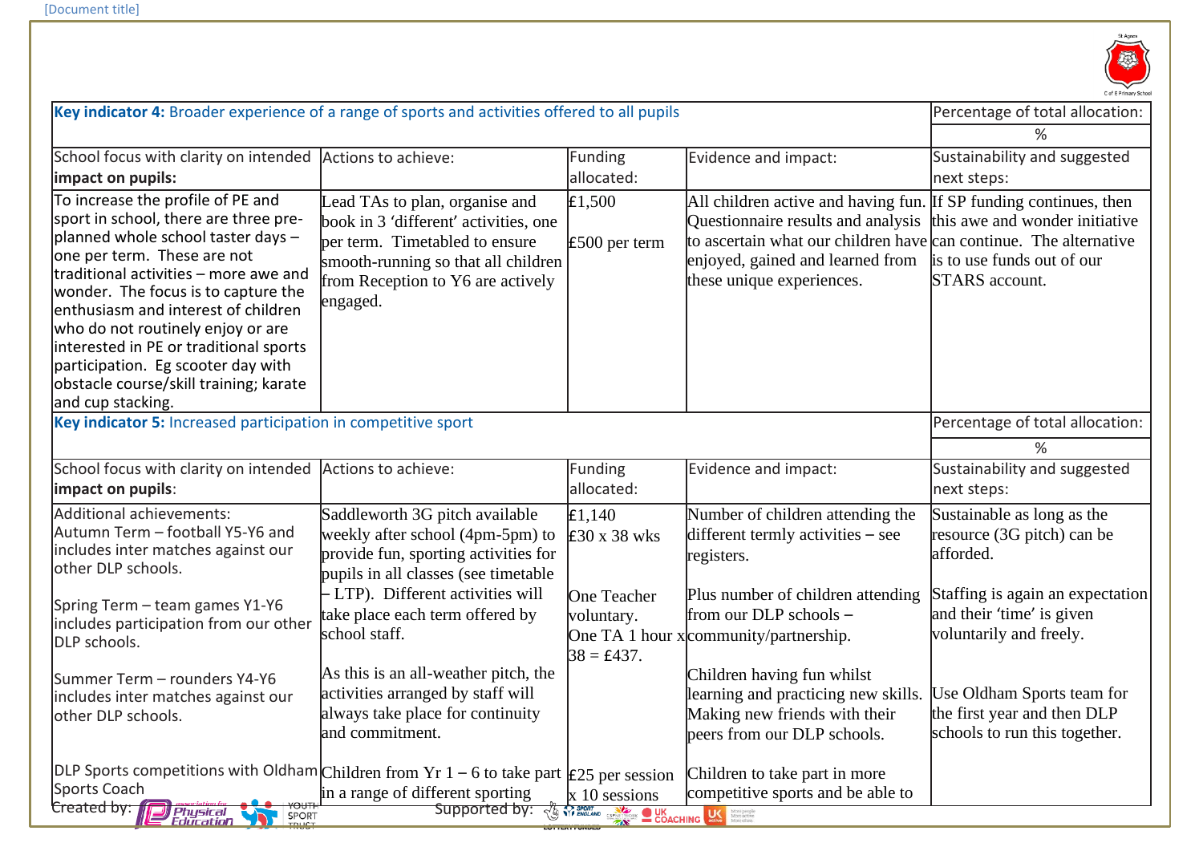| **Key indicator 4:** Broader experience of a range of sports and activities offered to all pupils | | | | Percentage of total allocation: |
|---|---|---|---|---|
| | | | | % |
| School focus with clarity on intended **impact on pupils:** | Actions to achieve: | Funding allocated: | Evidence and impact: | Sustainability and suggested next steps: |
| To increase the profile of PE and sport in school, there are three pre-planned whole school taster days – one per term. These are not traditional activities – more awe and wonder. The focus is to capture the enthusiasm and interest of children who do not routinely enjoy or are interested in PE or traditional sports participation. Eg scooter day with obstacle course/skill training; karate and cup stacking. | Lead TAs to plan, organise and book in 3 'different' activities, one per term. Timetabled to ensure smooth-running so that all children from Reception to Y6 are actively engaged. | £1,500<br><br>£500 per term | All children active and having fun. Questionnaire results and analysis to ascertain what our children have enjoyed, gained and learned from these unique experiences. | If SP funding continues, then this awe and wonder initiative can continue. The alternative is to use funds out of our STARS account. |

| **Key indicator 5:** Increased participation in competitive sport | | | | Percentage of total allocation: |
|---|---|---|---|---|
| | | | | % |
| School focus with clarity on intended **impact on pupils**: | Actions to achieve: | Funding allocated: | Evidence and impact: | Sustainability and suggested next steps: |
| Additional achievements:<br>Autumn Term – football Y5-Y6 and includes inter matches against our other DLP schools.<br><br>Spring Term – team games Y1-Y6 includes participation from our other DLP schools.<br><br>Summer Term – rounders Y4-Y6 includes inter matches against our other DLP schools. | Saddleworth 3G pitch available weekly after school (4pm-5pm) to provide fun, sporting activities for pupils in all classes (see timetable – LTP). Different activities will take place each term offered by school staff.<br><br>As this is an all-weather pitch, the activities arranged by staff will always take place for continuity and commitment. | £1,140<br>£30 x 38 wks<br><br>One Teacher voluntary.<br>One TA 1 hour x 38 = £437. | Number of children attending the different termly activities – see registers.<br><br>Plus number of children attending from our DLP schools – community/partnership.<br><br>Children having fun whilst learning and practicing new skills. Making new friends with their peers from our DLP schools. | Sustainable as long as the resource (3G pitch) can be afforded.<br><br>Staffing is again an expectation and their 'time' is given voluntarily and freely.<br><br>Use Oldham Sports team for the first year and then DLP schools to run this together. |
| DLP Sports competitions with Oldham Sports Coach | Children from Yr 1 – 6 to take part in a range of different sporting | £25 per session x 10 sessions | Children to take part in more competitive sports and be able to | |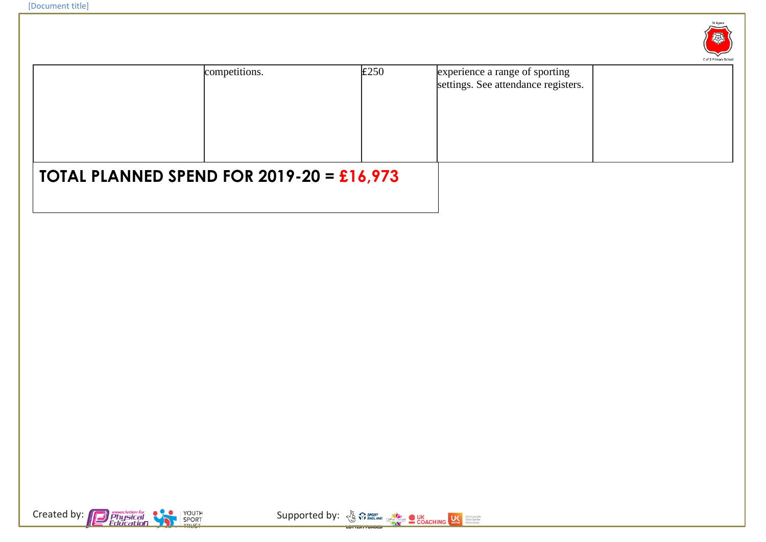| | | | | |
|---|---|---|---|---|
| | competitions. | £250 | experience a range of sporting settings. See attendance registers. | |

**TOTAL PLANNED SPEND FOR 2019-20 = £16,973**

Created by: association for Physical Education | YOUTH SPORT TRUST

Supported by: LOTTERY FUNDED | SPORT ENGLAND | UK COACHING | UK active